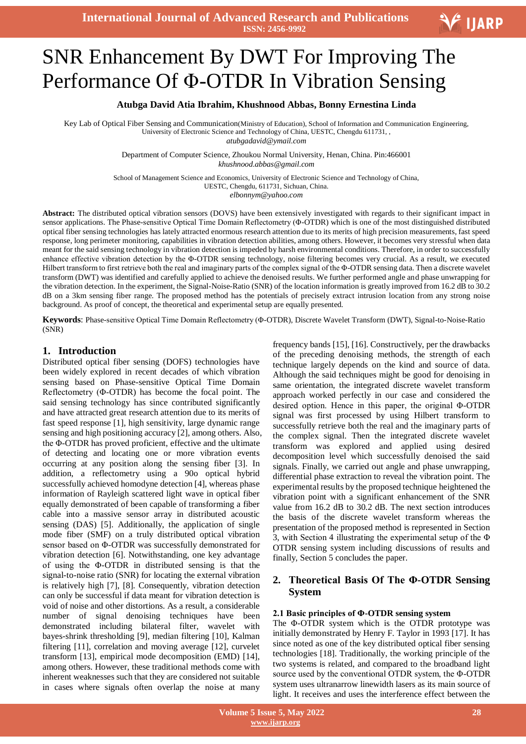# SNR Enhancement By DWT For Improving The Performance Of Φ-OTDR In Vibration Sensing

**Atubga David Atia Ibrahim, Khushnood Abbas, Bonny Ernestina Linda**

Key Lab of Optical Fiber Sensing and Communication(Ministry of Education), School of Information and Communication Engineering, University of Electronic Science and Technology of China, UESTC, Chengdu 611731, ,
*atubgadavid@ymail.com*

Department of Computer Science, Zhoukou Normal University, Henan, China. Pin:466001
*khushnood.abbas@gmail.com*

School of Management Science and Economics, University of Electronic Science and Technology of China, UESTC, Chengdu, 611731, Sichuan, China.
*elbonnym@yahoo.com*

**Abstract:** The distributed optical vibration sensors (DOVS) have been extensively investigated with regards to their significant impact in sensor applications. The Phase-sensitive Optical Time Domain Reflectometry (Φ-OTDR) which is one of the most distinguished distributed optical fiber sensing technologies has lately attracted enormous research attention due to its merits of high precision measurements, fast speed response, long perimeter monitoring, capabilities in vibration detection abilities, among others. However, it becomes very stressful when data meant for the said sensing technology in vibration detection is impeded by harsh environmental conditions. Therefore, in order to successfully enhance effective vibration detection by the Φ-OTDR sensing technology, noise filtering becomes very crucial. As a result, we executed Hilbert transform to first retrieve both the real and imaginary parts of the complex signal of the Φ-OTDR sensing data. Then a discrete wavelet transform (DWT) was identified and carefully applied to achieve the denoised results. We further performed angle and phase unwrapping for the vibration detection. In the experiment, the Signal-Noise-Ratio (SNR) of the location information is greatly improved from 16.2 dB to 30.2 dB on a 3km sensing fiber range. The proposed method has the potentials of precisely extract intrusion location from any strong noise background. As proof of concept, the theoretical and experimental setup are equally presented.

**Keywords**: Phase-sensitive Optical Time Domain Reflectometry (Φ-OTDR), Discrete Wavelet Transform (DWT), Signal-to-Noise-Ratio (SNR)

## 1. Introduction

Distributed optical fiber sensing (DOFS) technologies have been widely explored in recent decades of which vibration sensing based on Phase-sensitive Optical Time Domain Reflectometry (Φ-OTDR) has become the focal point. The said sensing technology has since contributed significantly and have attracted great research attention due to its merits of fast speed response [1], high sensitivity, large dynamic range sensing and high positioning accuracy [2], among others. Also, the Φ-OTDR has proved proficient, effective and the ultimate of detecting and locating one or more vibration events occurring at any position along the sensing fiber [3]. In addition, a reflectometry using a 90o optical hybrid successfully achieved homodyne detection [4], whereas phase information of Rayleigh scattered light wave in optical fiber equally demonstrated of been capable of transforming a fiber cable into a massive sensor array in distributed acoustic sensing (DAS) [5]. Additionally, the application of single mode fiber (SMF) on a truly distributed optical vibration sensor based on Φ-OTDR was successfully demonstrated for vibration detection [6]. Notwithstanding, one key advantage of using the Φ-OTDR in distributed sensing is that the signal-to-noise ratio (SNR) for locating the external vibration is relatively high [7], [8]. Consequently, vibration detection can only be successful if data meant for vibration detection is void of noise and other distortions. As a result, a considerable number of signal denoising techniques have been demonstrated including bilateral filter, wavelet with bayes-shrink thresholding [9], median filtering [10], Kalman filtering [11], correlation and moving average [12], curvelet transform [13], empirical mode decomposition (EMD) [14], among others. However, these traditional methods come with inherent weaknesses such that they are considered not suitable in cases where signals often overlap the noise at many frequency bands [15], [16]. Constructively, per the drawbacks of the preceding denoising methods, the strength of each technique largely depends on the kind and source of data. Although the said techniques might be good for denoising in same orientation, the integrated discrete wavelet transform approach worked perfectly in our case and considered the desired option. Hence in this paper, the original Φ-OTDR signal was first processed by using Hilbert transform to successfully retrieve both the real and the imaginary parts of the complex signal. Then the integrated discrete wavelet transform was explored and applied using desired decomposition level which successfully denoised the said signals. Finally, we carried out angle and phase unwrapping, differential phase extraction to reveal the vibration point. The experimental results by the proposed technique heightened the vibration point with a significant enhancement of the SNR value from 16.2 dB to 30.2 dB. The next section introduces the basis of the discrete wavelet transform whereas the presentation of the proposed method is represented in Section 3, with Section 4 illustrating the experimental setup of the Φ OTDR sensing system including discussions of results and finally, Section 5 concludes the paper.

## 2. Theoretical Basis Of The Φ-OTDR Sensing System

### 2.1 Basic principles of Φ-OTDR sensing system

The Φ-OTDR system which is the OTDR prototype was initially demonstrated by Henry F. Taylor in 1993 [17]. It has since noted as one of the key distributed optical fiber sensing technologies [18]. Traditionally, the working principle of the two systems is related, and compared to the broadband light source used by the conventional OTDR system, the Φ-OTDR system uses ultranarrow linewidth lasers as its main source of light. It receives and uses the interference effect between the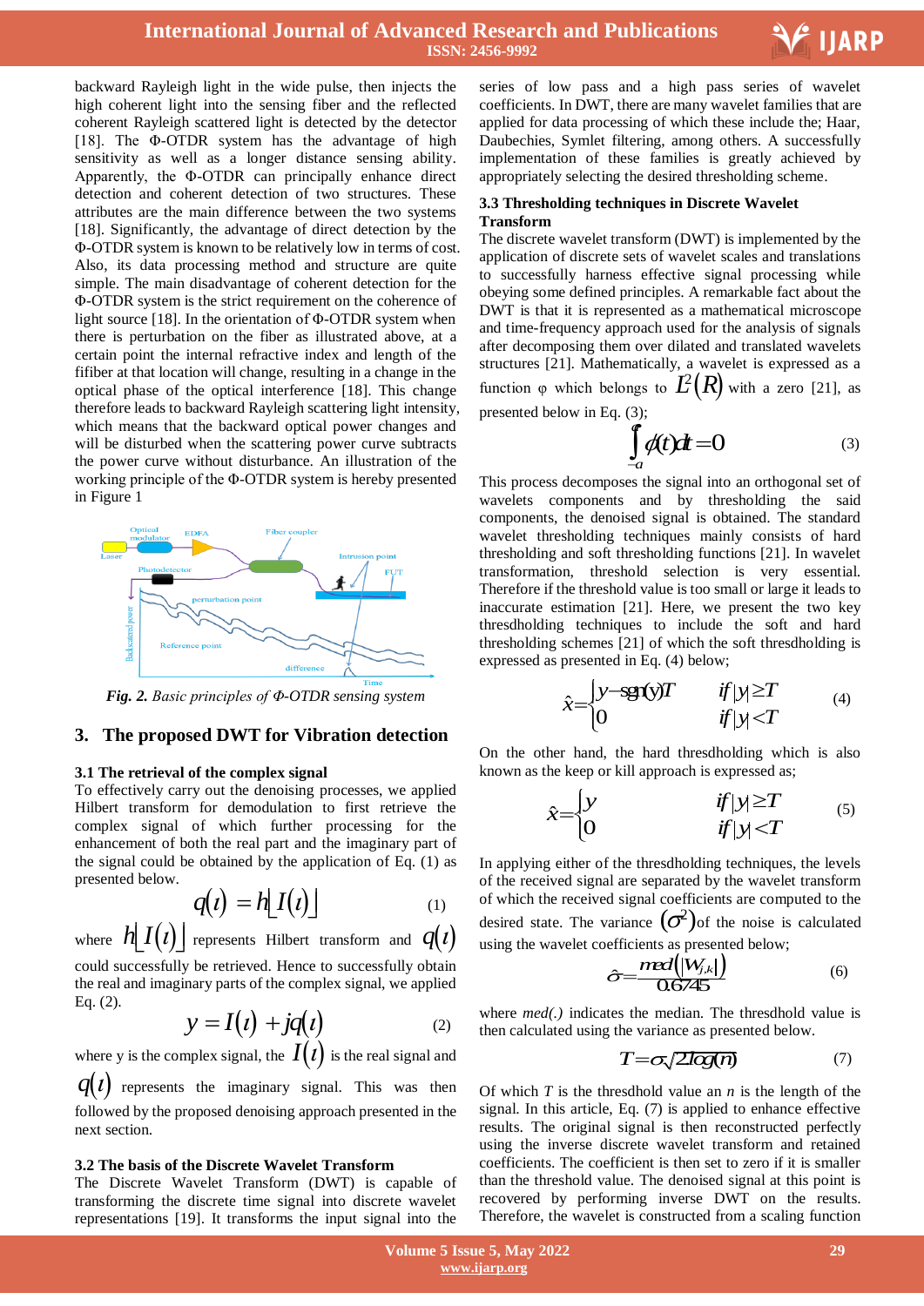backward Rayleigh light in the wide pulse, then injects the high coherent light into the sensing fiber and the reflected coherent Rayleigh scattered light is detected by the detector [18]. The Φ-OTDR system has the advantage of high sensitivity as well as a longer distance sensing ability. Apparently, the Φ-OTDR can principally enhance direct detection and coherent detection of two structures. These attributes are the main difference between the two systems [18]. Significantly, the advantage of direct detection by the Φ-OTDR system is known to be relatively low in terms of cost. Also, its data processing method and structure are quite simple. The main disadvantage of coherent detection for the Φ-OTDR system is the strict requirement on the coherence of light source [18]. In the orientation of Φ-OTDR system when there is perturbation on the fiber as illustrated above, at a certain point the internal refractive index and length of the fifiber at that location will change, resulting in a change in the optical phase of the optical interference [18]. This change therefore leads to backward Rayleigh scattering light intensity, which means that the backward optical power changes and will be disturbed when the scattering power curve subtracts the power curve without disturbance. An illustration of the working principle of the Φ-OTDR system is hereby presented in Figure 1

*Fig. 2. Basic principles of Φ-OTDR sensing system*

## 3. The proposed DWT for Vibration detection

### 3.1 The retrieval of the complex signal

To effectively carry out the denoising processes, we applied Hilbert transform for demodulation to first retrieve the complex signal of which further processing for the enhancement of both the real part and the imaginary part of the signal could be obtained by the application of Eq. (1) as presented below.

$$q(t) = h\lfloor I(t) \rfloor \tag{1}$$

where $h\lfloor I(t) \rfloor$ represents Hilbert transform and $q(t)$ could successfully be retrieved. Hence to successfully obtain the real and imaginary parts of the complex signal, we applied Eq. (2).

$$y = I(t) + jq(t) \tag{2}$$

where y is the complex signal, the $I(t)$ is the real signal and $q(t)$ represents the imaginary signal. This was then followed by the proposed denoising approach presented in the next section.

### 3.2 The basis of the Discrete Wavelet Transform

The Discrete Wavelet Transform (DWT) is capable of transforming the discrete time signal into discrete wavelet representations [19]. It transforms the input signal into the series of low pass and a high pass series of wavelet coefficients. In DWT, there are many wavelet families that are applied for data processing of which these include the; Haar, Daubechies, Symlet filtering, among others. A successfully implementation of these families is greatly achieved by appropriately selecting the desired thresholding scheme.

### 3.3 Thresholding techniques in Discrete Wavelet Transform

The discrete wavelet transform (DWT) is implemented by the application of discrete sets of wavelet scales and translations to successfully harness effective signal processing while obeying some defined principles. A remarkable fact about the DWT is that it is represented as a mathematical microscope and time-frequency approach used for the analysis of signals after decomposing them over dilated and translated wavelets structures [21]. Mathematically, a wavelet is expressed as a function φ which belongs to $L^2(R)$ with a zero [21], as presented below in Eq. (3);

$$\int_{-a}^{a} \phi(t)dt = 0 \tag{3}$$

This process decomposes the signal into an orthogonal set of wavelets components and by thresholding the said components, the denoised signal is obtained. The standard wavelet thresholding techniques mainly consists of hard thresholding and soft thresholding functions [21]. In wavelet transformation, threshold selection is very essential. Therefore if the threshold value is too small or large it leads to inaccurate estimation [21]. Here, we present the two key thresdholding techniques to include the soft and hard thresholding schemes [21] of which the soft thresdholding is expressed as presented in Eq. (4) below;

$$\hat{x} = \begin{cases} y - \operatorname{sgn}(y)T & \text{if } |y| \geq T \\ 0 & \text{if } |y| < T \end{cases} \tag{4}$$

On the other hand, the hard thresdholding which is also known as the keep or kill approach is expressed as;

$$\hat{x} = \begin{cases} y & \text{if } |y| \geq T \\ 0 & \text{if } |y| < T \end{cases} \tag{5}$$

In applying either of the thresdholding techniques, the levels of the received signal are separated by the wavelet transform of which the received signal coefficients are computed to the desired state. The variance $(\sigma^2)$ of the noise is calculated using the wavelet coefficients as presented below;

$$\hat{\sigma} = \frac{med(|W_{j,k}|)}{0.6745} \tag{6}$$

where *med(.)* indicates the median. The thresdhold value is then calculated using the variance as presented below.

$$T = \sigma\sqrt{2\log(n)} \tag{7}$$

Of which $T$ is the thresdhold value an $n$ is the length of the signal. In this article, Eq. (7) is applied to enhance effective results. The original signal is then reconstructed perfectly using the inverse discrete wavelet transform and retained coefficients. The coefficient is then set to zero if it is smaller than the threshold value. The denoised signal at this point is recovered by performing inverse DWT on the results. Therefore, the wavelet is constructed from a scaling function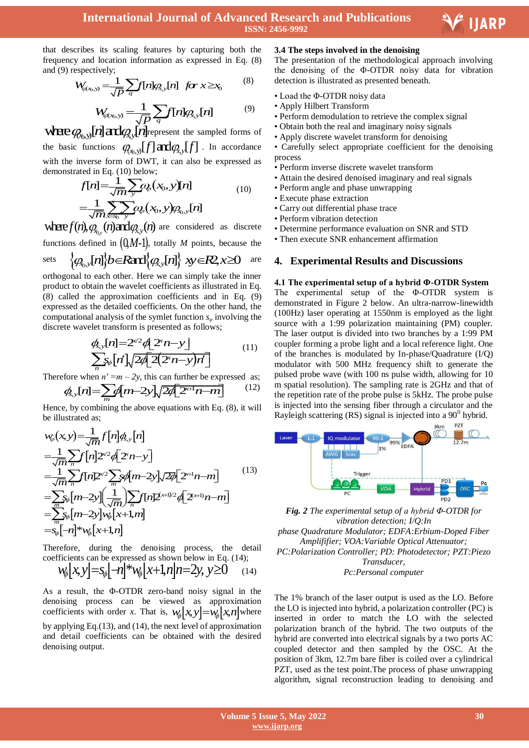that describes its scaling features by capturing both the frequency and location information as expressed in Eq. (8) and (9) respectively;

$$W_{\varphi(x_0,y)} = \frac{1}{\sqrt{P}}\sum_q f[n]\varphi_{x,y}[n] \quad for\ x \geq x_0 \tag{8}$$

$$W_{\varphi(x_0,y)} = \frac{1}{\sqrt{P}}\sum_q f[n]\varphi_{x,y}[n] \tag{9}$$

where $\varphi_{(x_0,y)}[n]$ and $\varphi_{x,y}[n]$ represent the sampled forms of the basic functions $\varphi_{(x_0,y)}[f]$ and $\varphi_{x,y}[f]$. In accordance with the inverse form of DWT, it can also be expressed as demonstrated in Eq. (10) below;

$$f[n] = \frac{1}{\sqrt{m}}\sum_y \omega_\varphi(x_0,y)[n] = \frac{1}{\sqrt{m}}\sum_{x=x_0}\sum_y \omega_\varphi(x_0,y)\varphi_{x_0,y}[n] \tag{10}$$

where $f(n), \varphi_{x_0,y}(n)$ and $\varphi_{x,y}(n)$ are considered as discrete functions defined in $(0, M-1)$, totally $M$ points, because the sets $\{\varphi_{x_0,y}[n]\} b \in R$ and $\{\varphi_{x,y}[n]\}$ $x,y \in R^2, x \geq 0$ are orthogonal to each other. Here we can simply take the inner product to obtain the wavelet coefficients as illustrated in Eq. (8) called the approximation coefficients and in Eq. (9) expressed as the detailed coefficients. On the other hand, the computational analysis of the symlet function $s_\varphi$ involving the discrete wavelet transform is presented as follows;

$$\phi_{x,y}[n] = 2^{x/2}\phi[2^x n - y] \sum_n s_\phi[n']\sqrt{2}\phi[2(2^x n - y)n'] \tag{11}$$

Therefore when $n' = m - 2y$, this can further be expressed as;

$$\phi_{x,y}[n] = \sum_m \phi[m-2y]\sqrt{2}\phi[2^{x+1}n - m] \tag{12}$$

Hence, by combining the above equations with Eq. (8), it will be illustrated as;

$$\begin{aligned} w_\varphi(x,y) &= \frac{1}{\sqrt{m}} f[n]\phi_{x,y}[n] \\ &= \frac{1}{\sqrt{m}}\sum_n f[n]2^{x/2}\phi[2^x n - y] \\ &= \frac{1}{\sqrt{m}}\sum_n f[n]2^{x/2}\sum_m s_\phi[m-2y]\sqrt{2}\phi[2^{x+1}n - m] \\ &= \sum_m s_\phi[m-2y]\left(\frac{1}{\sqrt{m}}\right)\sum_n f[n]2^{(x+1)/2}\phi[2^{(x+1)}n - m] \\ &= \sum_m s_\phi[m-2y]w_\phi[x+1,m] \\ &= s_\phi[-n] * w_\phi[x+1,n] \end{aligned} \tag{13}$$

Therefore, during the denoising process, the detail coefficients can be expressed as shown below in Eq. (14);

$$w_\phi[x,y] = s_\phi[-n] * w_\phi[x+1,n] \, n = 2y, \, y \geq 0 \tag{14}$$

As a result, the Φ-OTDR zero-band noisy signal in the denoising process can be viewed as approximation coefficients with order $x$. That is, $w_\phi[x,y] = w_\phi[x,n]$ where by applying Eq.(13), and (14), the next level of approximation and detail coefficients can be obtained with the desired denoising output.

### 3.4 The steps involved in the denoising

The presentation of the methodological approach involving the denoising of the Φ-OTDR noisy data for vibration detection is illustrated as presented beneath.

- Load the Φ-OTDR noisy data
- Apply Hilbert Transform
- Perform demodulation to retrieve the complex signal
- Obtain both the real and imaginary noisy signals
- Apply discrete wavelet transform for denoising
- Carefully select appropriate coefficient for the denoising process
- Perform inverse discrete wavelet transform
- Attain the desired denoised imaginary and real signals
- Perform angle and phase unwrapping
- Execute phase extraction
- Carry out differential phase trace
- Perform vibration detection
- Determine performance evaluation on SNR and STD
- Then execute SNR enhancement affirmation

## 4. Experimental Results and Discussions

### 4.1 The experimental setup of a hybrid Φ-OTDR System

The experimental setup of the Φ-OTDR system is demonstrated in Figure 2 below. An ultra-narrow-linewidth (100Hz) laser operating at 1550nm is employed as the light source with a 1:99 polarization maintaining (PM) coupler. The laser output is divided into two branches by a 1:99 PM coupler forming a probe light and a local reference light. One of the branches is modulated by In-phase/Quadrature (I/Q) modulator with 500 MHz frequency shift to generate the pulsed probe wave (with 100 ns pulse width, allowing for 10 m spatial resolution). The sampling rate is 2GHz and that of the repetition rate of the probe pulse is 5kHz. The probe pulse is injected into the sensing fiber through a circulator and the Rayleigh scattering (RS) signal is injected into a 90[0] hybrid.

*Fig. 2 The experimental setup of a hybrid Φ-OTDR for vibration detection; I/Q:In phase Quadrature Modulator; EDFA:Erbium-Doped Fiber Amplifier; VOA:Variable Optical Attenuator; PC:Polarization Controller; PD: Photodetector; PZT:Piezo Transducer, Pc:Personal computer*

The 1% branch of the laser output is used as the LO. Before the LO is injected into hybrid, a polarization controller (PC) is inserted in order to match the LO with the selected polarization branch of the hybrid. The two outputs of the hybrid are converted into electrical signals by a two ports AC coupled detector and then sampled by the OSC. At the position of 3km, 12.7m bare fiber is coiled over a cylindrical PZT, used as the test point.The process of phase unwrapping algorithm, signal reconstruction leading to denoising and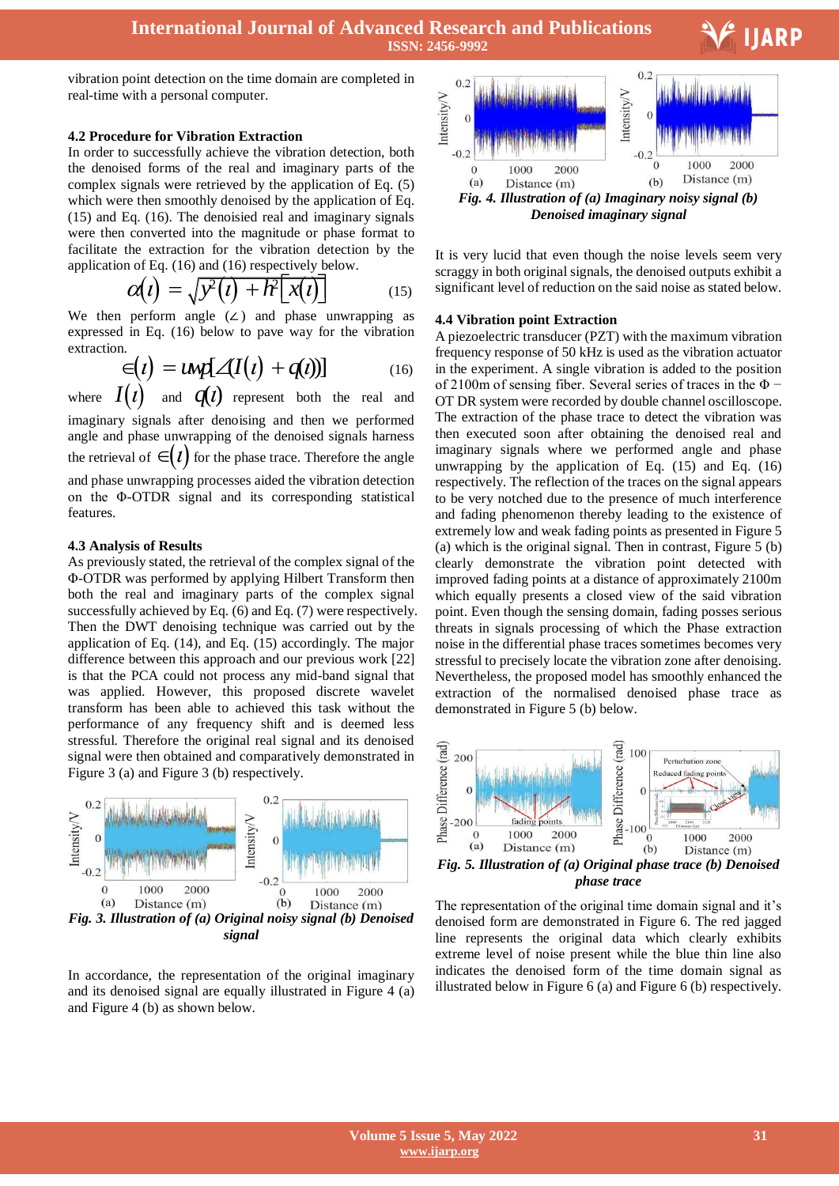vibration point detection on the time domain are completed in real-time with a personal computer.

### 4.2 Procedure for Vibration Extraction

In order to successfully achieve the vibration detection, both the denoised forms of the real and imaginary parts of the complex signals were retrieved by the application of Eq. (5) which were then smoothly denoised by the application of Eq. (15) and Eq. (16). The denoised real and imaginary signals were then converted into the magnitude or phase format to facilitate the extraction for the vibration detection by the application of Eq. (16) and (16) respectively below.

$$\alpha(t) = \sqrt{y^2(t) + h^2[x(t)]} \quad (15)$$

We then perform angle ($\angle$) and phase unwrapping as expressed in Eq. (16) below to pave way for the vibration extraction.

$$\in(t) = uwp[\angle(I(t) + q(t))] \quad (16)$$

where $I(t)$ and $q(t)$ represent both the real and imaginary signals after denoising and then we performed angle and phase unwrapping of the denoised signals harness the retrieval of $\in(t)$ for the phase trace. Therefore the angle and phase unwrapping processes aided the vibration detection on the Φ-OTDR signal and its corresponding statistical features.

### 4.3 Analysis of Results

As previously stated, the retrieval of the complex signal of the Φ-OTDR was performed by applying Hilbert Transform then both the real and imaginary parts of the complex signal successfully achieved by Eq. (6) and Eq. (7) were respectively. Then the DWT denoising technique was carried out by the application of Eq. (14), and Eq. (15) accordingly. The major difference between this approach and our previous work [22] is that the PCA could not process any mid-band signal that was applied. However, this proposed discrete wavelet transform has been able to achieved this task without the performance of any frequency shift and is deemed less stressful. Therefore the original real signal and its denoised signal were then obtained and comparatively demonstrated in Figure 3 (a) and Figure 3 (b) respectively.

*Fig. 3. Illustration of (a) Original noisy signal (b) Denoised signal*

In accordance, the representation of the original imaginary and its denoised signal are equally illustrated in Figure 4 (a) and Figure 4 (b) as shown below.

*Fig. 4. Illustration of (a) Imaginary noisy signal (b) Denoised imaginary signal*

It is very lucid that even though the noise levels seem very scraggy in both original signals, the denoised outputs exhibit a significant level of reduction on the said noise as stated below.

### 4.4 Vibration point Extraction

A piezoelectric transducer (PZT) with the maximum vibration frequency response of 50 kHz is used as the vibration actuator in the experiment. A single vibration is added to the position of 2100m of sensing fiber. Several series of traces in the Φ − OT DR system were recorded by double channel oscilloscope. The extraction of the phase trace to detect the vibration was then executed soon after obtaining the denoised real and imaginary signals where we performed angle and phase unwrapping by the application of Eq. (15) and Eq. (16) respectively. The reflection of the traces on the signal appears to be very notched due to the presence of much interference and fading phenomenon thereby leading to the existence of extremely low and weak fading points as presented in Figure 5 (a) which is the original signal. Then in contrast, Figure 5 (b) clearly demonstrate the vibration point detected with improved fading points at a distance of approximately 2100m which equally presents a closed view of the said vibration point. Even though the sensing domain, fading posses serious threats in signals processing of which the Phase extraction noise in the differential phase traces sometimes becomes very stressful to precisely locate the vibration zone after denoising. Nevertheless, the proposed model has smoothly enhanced the extraction of the normalised denoised phase trace as demonstrated in Figure 5 (b) below.

*Fig. 5. Illustration of (a) Original phase trace (b) Denoised phase trace*

The representation of the original time domain signal and it's denoised form are demonstrated in Figure 6. The red jagged line represents the original data which clearly exhibits extreme level of noise present while the blue thin line also indicates the denoised form of the time domain signal as illustrated below in Figure 6 (a) and Figure 6 (b) respectively.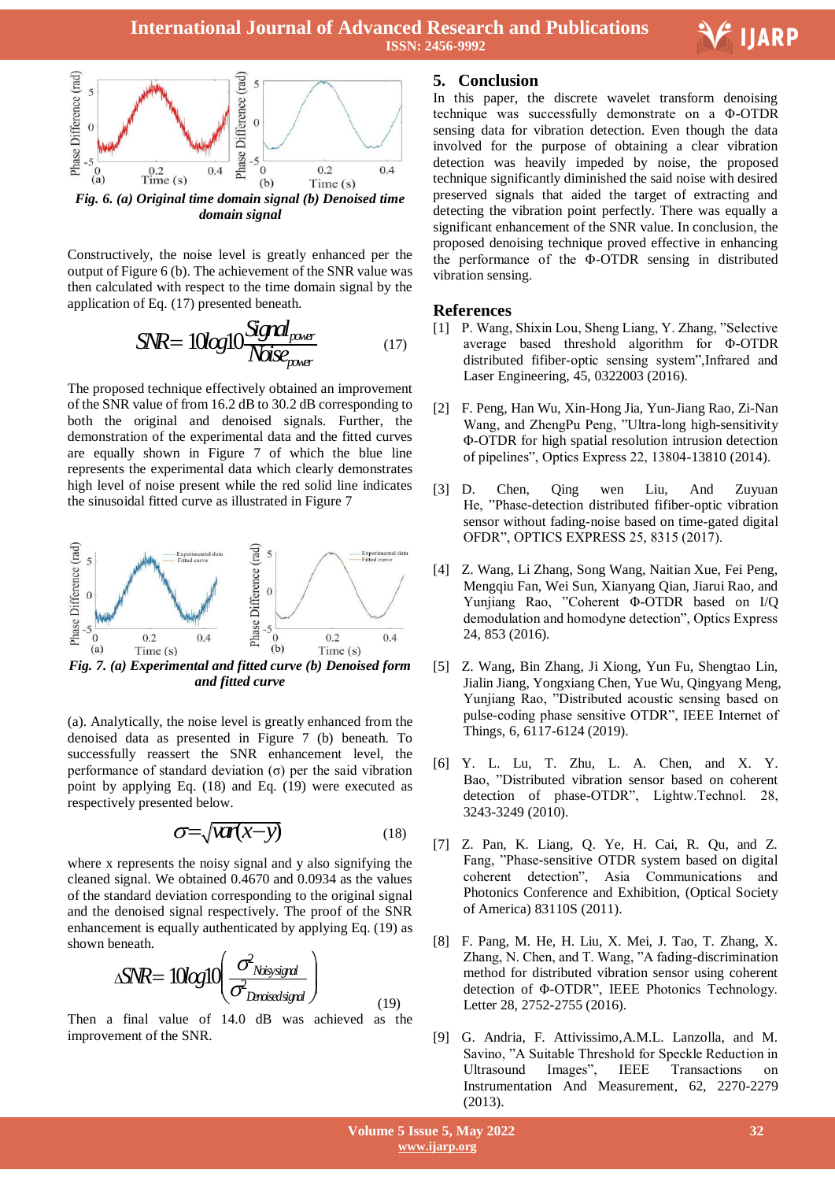*Fig. 6. (a) Original time domain signal (b) Denoised time domain signal*

Constructively, the noise level is greatly enhanced per the output of Figure 6 (b). The achievement of the SNR value was then calculated with respect to the time domain signal by the application of Eq. (17) presented beneath.

$$SNR = 10\log 10 \frac{Signal_{power}}{Noise_{power}} \tag{17}$$

The proposed technique effectively obtained an improvement of the SNR value of from 16.2 dB to 30.2 dB corresponding to both the original and denoised signals. Further, the demonstration of the experimental data and the fitted curves are equally shown in Figure 7 of which the blue line represents the experimental data which clearly demonstrates high level of noise present while the red solid line indicates the sinusoidal fitted curve as illustrated in Figure 7

*Fig. 7. (a) Experimental and fitted curve (b) Denoised form and fitted curve*

(a). Analytically, the noise level is greatly enhanced from the denoised data as presented in Figure 7 (b) beneath. To successfully reassert the SNR enhancement level, the performance of standard deviation ($\sigma$) per the said vibration point by applying Eq. (18) and Eq. (19) were executed as respectively presented below.

$$\sigma = \sqrt{var(x-y)} \tag{18}$$

where x represents the noisy signal and y also signifying the cleaned signal. We obtained 0.4670 and 0.0934 as the values of the standard deviation corresponding to the original signal and the denoised signal respectively. The proof of the SNR enhancement is equally authenticated by applying Eq. (19) as shown beneath.

$$\Delta SNR = 10\log 10\left(\frac{\sigma^2_{Noisysignal}}{\sigma^2_{Denoisedsignal}}\right) \tag{19}$$

Then a final value of 14.0 dB was achieved as the improvement of the SNR.

## 5. Conclusion

In this paper, the discrete wavelet transform denoising technique was successfully demonstrate on a Φ-OTDR sensing data for vibration detection. Even though the data involved for the purpose of obtaining a clear vibration detection was heavily imbibed by noise, the proposed technique significantly diminished the said noise with desired preserved signals that aided the target of extracting and detecting the vibration point perfectly. There was equally a significant enhancement of the SNR value. In conclusion, the proposed denoising technique proved effective in enhancing the performance of the Φ-OTDR sensing in distributed vibration sensing.

## References

[1] P. Wang, Shixin Lou, Sheng Liang, Y. Zhang, "Selective average based threshold algorithm for Φ-OTDR distributed fifiber-optic sensing system",Infrared and Laser Engineering, 45, 0322003 (2016).

[2] F. Peng, Han Wu, Xin-Hong Jia, Yun-Jiang Rao, Zi-Nan Wang, and ZhengPu Peng, "Ultra-long high-sensitivity Φ-OTDR for high spatial resolution intrusion detection of pipelines", Optics Express 22, 13804-13810 (2014).

[3] D. Chen, Qing wen Liu, And Zuyuan He, "Phase-detection distributed fifiber-optic vibration sensor without fading-noise based on time-gated digital OFDR", OPTICS EXPRESS 25, 8315 (2017).

[4] Z. Wang, Li Zhang, Song Wang, Naitian Xue, Fei Peng, Mengqiu Fan, Wei Sun, Xianyang Qian, Jiarui Rao, and Yunjiang Rao, "Coherent Φ-OTDR based on I/Q demodulation and homodyne detection", Optics Express 24, 853 (2016).

[5] Z. Wang, Bin Zhang, Ji Xiong, Yun Fu, Shengtao Lin, Jialin Jiang, Yongxiang Chen, Yue Wu, Qingyang Meng, Yunjiang Rao, "Distributed acoustic sensing based on pulse-coding phase sensitive OTDR", IEEE Internet of Things, 6, 6117-6124 (2019).

[6] Y. L. Lu, T. Zhu, L. A. Chen, and X. Y. Bao, "Distributed vibration sensor based on coherent detection of phase-OTDR", Lightw.Technol. 28, 3243-3249 (2010).

[7] Z. Pan, K. Liang, Q. Ye, H. Cai, R. Qu, and Z. Fang, "Phase-sensitive OTDR system based on digital coherent detection", Asia Communications and Photonics Conference and Exhibition, (Optical Society of America) 83110S (2011).

[8] F. Pang, M. He, H. Liu, X. Mei, J. Tao, T. Zhang, X. Zhang, N. Chen, and T. Wang, "A fading-discrimination method for distributed vibration sensor using coherent detection of Φ-OTDR", IEEE Photonics Technology. Letter 28, 2752-2755 (2016).

[9] G. Andria, F. Attivissimo,A.M.L. Lanzolla, and M. Savino, "A Suitable Threshold for Speckle Reduction in Ultrasound Images", IEEE Transactions on Instrumentation And Measurement, 62, 2270-2279 (2013).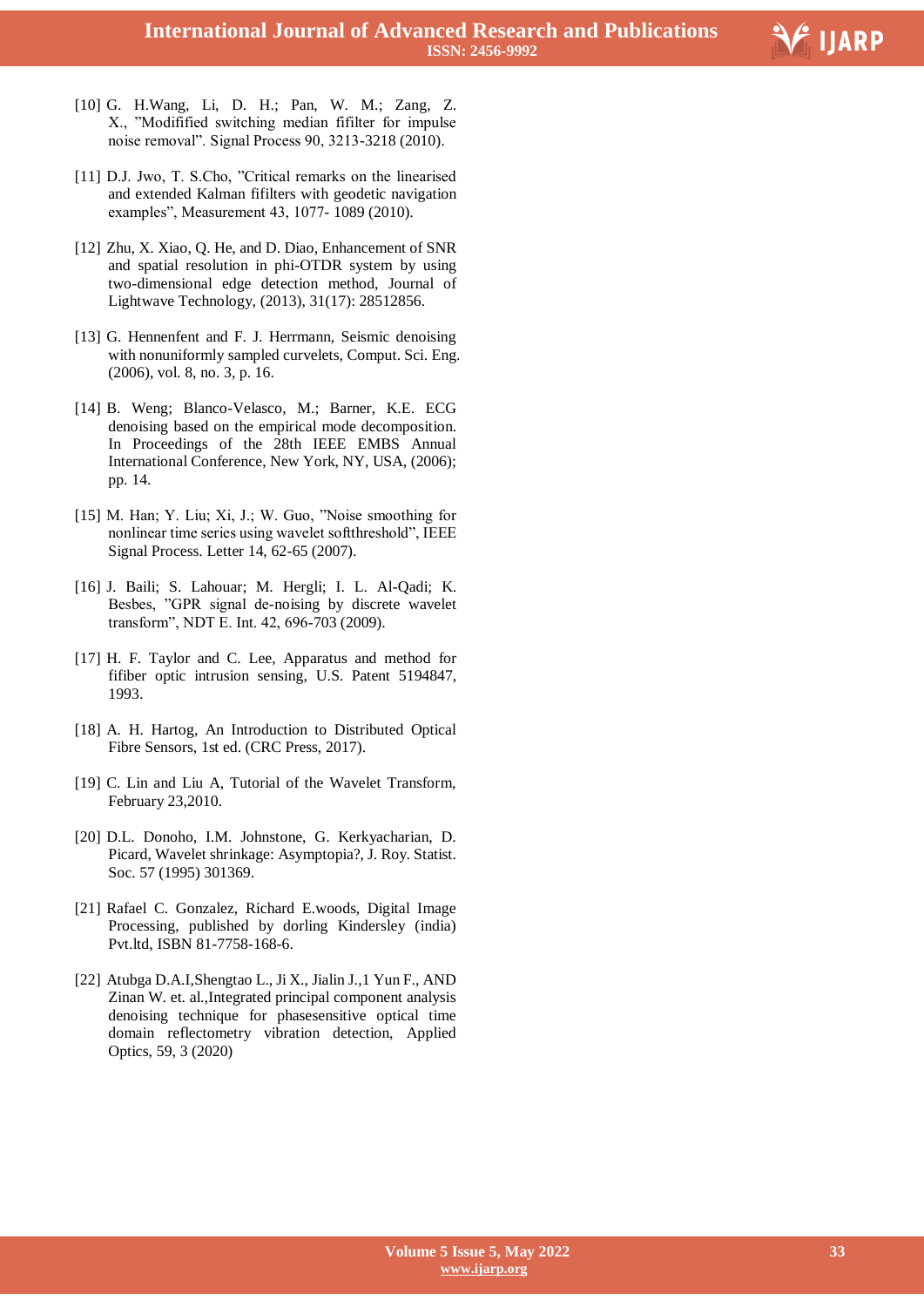[10] G. H.Wang, Li, D. H.; Pan, W. M.; Zang, Z. X., "Modified switching median fifilter for impulse noise removal". Signal Process 90, 3213-3218 (2010).

[11] D.J. Jwo, T. S.Cho, "Critical remarks on the linearised and extended Kalman fifilters with geodetic navigation examples", Measurement 43, 1077- 1089 (2010).

[12] Zhu, X. Xiao, Q. He, and D. Diao, Enhancement of SNR and spatial resolution in phi-OTDR system by using two-dimensional edge detection method, Journal of Lightwave Technology, (2013), 31(17): 28512856.

[13] G. Hennenfent and F. J. Herrmann, Seismic denoising with nonuniformly sampled curvelets, Comput. Sci. Eng. (2006), vol. 8, no. 3, p. 16.

[14] B. Weng; Blanco-Velasco, M.; Barner, K.E. ECG denoising based on the empirical mode decomposition. In Proceedings of the 28th IEEE EMBS Annual International Conference, New York, NY, USA, (2006); pp. 14.

[15] M. Han; Y. Liu; Xi, J.; W. Guo, "Noise smoothing for nonlinear time series using wavelet softthreshold", IEEE Signal Process. Letter 14, 62-65 (2007).

[16] J. Baili; S. Lahouar; M. Hergli; I. L. Al-Qadi; K. Besbes, "GPR signal de-noising by discrete wavelet transform", NDT E. Int. 42, 696-703 (2009).

[17] H. F. Taylor and C. Lee, Apparatus and method for fifiber optic intrusion sensing, U.S. Patent 5194847, 1993.

[18] A. H. Hartog, An Introduction to Distributed Optical Fibre Sensors, 1st ed. (CRC Press, 2017).

[19] C. Lin and Liu A, Tutorial of the Wavelet Transform, February 23,2010.

[20] D.L. Donoho, I.M. Johnstone, G. Kerkyacharian, D. Picard, Wavelet shrinkage: Asymptopia?, J. Roy. Statist. Soc. 57 (1995) 301369.

[21] Rafael C. Gonzalez, Richard E.woods, Digital Image Processing, published by dorling Kindersley (india) Pvt.ltd, ISBN 81-7758-168-6.

[22] Atubga D.A.I,Shengtao L., Ji X., Jialin J.,1 Yun F., AND Zinan W. et. al.,Integrated principal component analysis denoising technique for phasesensitive optical time domain reflectometry vibration detection, Applied Optics, 59, 3 (2020)